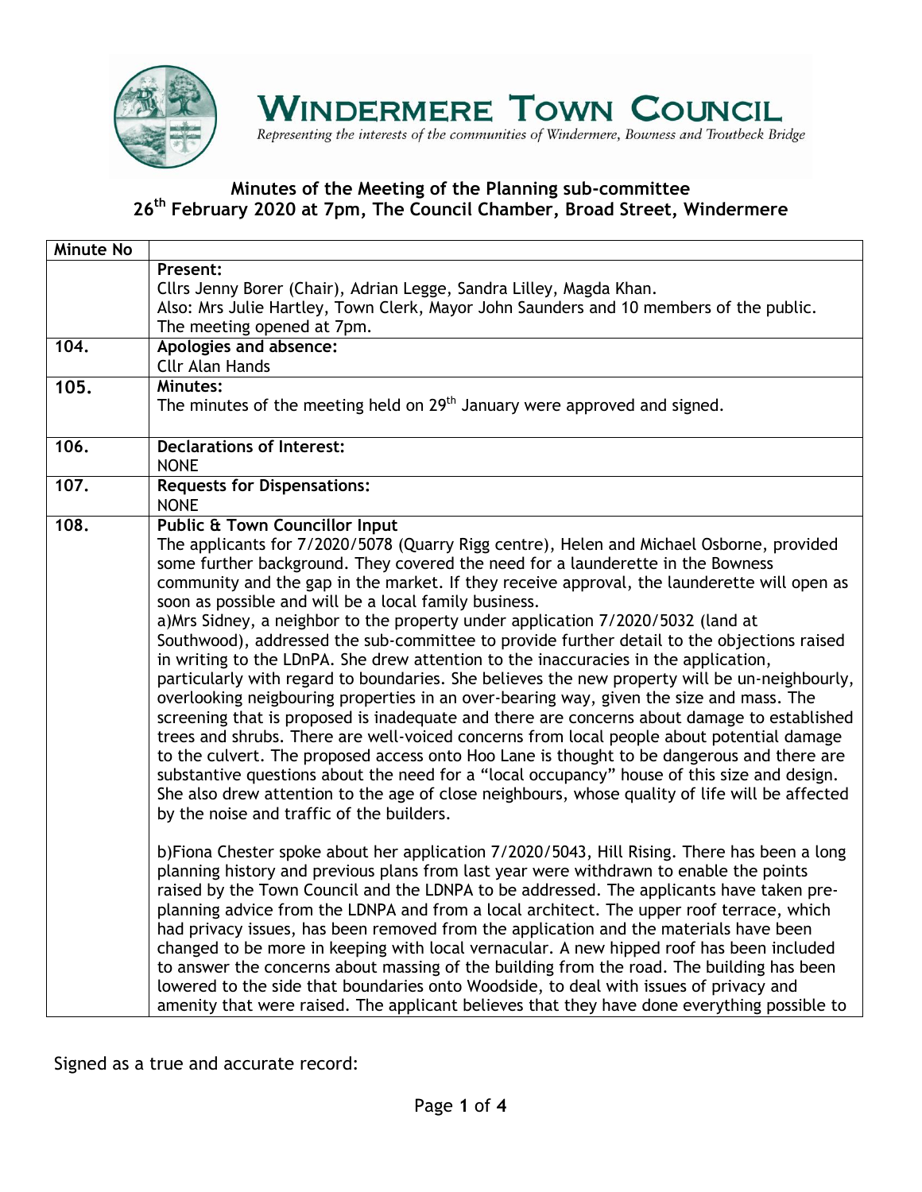# WINDERMERE TOWN COUNCIL

*Representing the interests of the communities of Windermere, Bowness and Troutbeck Bridge*

## Minutes of the Meeting of the Planning sub-committee
## 26th February 2020 at 7pm, The Council Chamber, Broad Street, Windermere

| Minute No | |
|---|---|
| | **Present:**<br>Cllrs Jenny Borer (Chair), Adrian Legge, Sandra Lilley, Magda Khan.<br>Also: Mrs Julie Hartley, Town Clerk, Mayor John Saunders and 10 members of the public.<br>The meeting opened at 7pm. |
| **104.** | **Apologies and absence:**<br>Cllr Alan Hands |
| **105.** | **Minutes:**<br>The minutes of the meeting held on 29th January were approved and signed. |
| **106.** | **Declarations of Interest:**<br>NONE |
| **107.** | **Requests for Dispensations:**<br>NONE |
| **108.** | **Public & Town Councillor Input**<br>The applicants for 7/2020/5078 (Quarry Rigg centre), Helen and Michael Osborne, provided some further background. They covered the need for a launderette in the Bowness community and the gap in the market. If they receive approval, the launderette will open as soon as possible and will be a local family business.<br>a)Mrs Sidney, a neighbor to the property under application 7/2020/5032 (land at Southwood), addressed the sub-committee to provide further detail to the objections raised in writing to the LDnPA. She drew attention to the inaccuracies in the application, particularly with regard to boundaries. She believes the new property will be un-neighbourly, overlooking neigbouring properties in an over-bearing way, given the size and mass. The screening that is proposed is inadequate and there are concerns about damage to established trees and shrubs. There are well-voiced concerns from local people about potential damage to the culvert. The proposed access onto Hoo Lane is thought to be dangerous and there are substantive questions about the need for a "local occupancy" house of this size and design. She also drew attention to the age of close neighbours, whose quality of life will be affected by the noise and traffic of the builders.<br><br>b)Fiona Chester spoke about her application 7/2020/5043, Hill Rising. There has been a long planning history and previous plans from last year were withdrawn to enable the points raised by the Town Council and the LDNPA to be addressed. The applicants have taken pre-planning advice from the LDNPA and from a local architect. The upper roof terrace, which had privacy issues, has been removed from the application and the materials have been changed to be more in keeping with local vernacular. A new hipped roof has been included to answer the concerns about massing of the building from the road. The building has been lowered to the side that boundaries onto Woodside, to deal with issues of privacy and amenity that were raised. The applicant believes that they have done everything possible to |

Signed as a true and accurate record: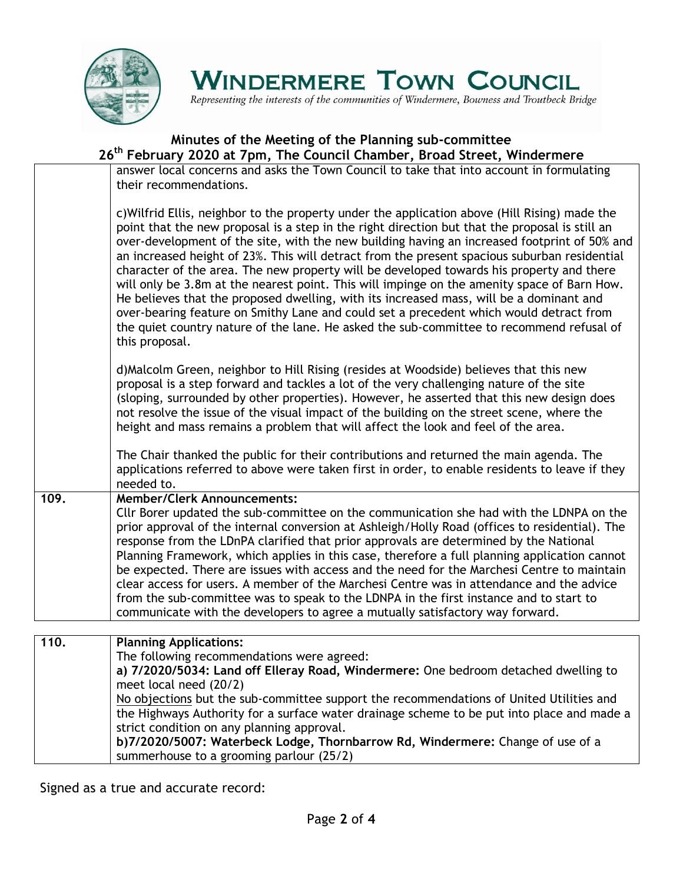# WINDERMERE TOWN COUNCIL

*Representing the interests of the communities of Windermere, Bowness and Troutbeck Bridge*

## Minutes of the Meeting of the Planning sub-committee
## 26th February 2020 at 7pm, The Council Chamber, Broad Street, Windermere

| | |
|---|---|
| | answer local concerns and asks the Town Council to take that into account in formulating their recommendations.<br><br>c)Wilfrid Ellis, neighbor to the property under the application above (Hill Rising) made the point that the new proposal is a step in the right direction but that the proposal is still an over-development of the site, with the new building having an increased footprint of 50% and an increased height of 23%. This will detract from the present spacious suburban residential character of the area. The new property will be developed towards his property and there will only be 3.8m at the nearest point. This will impinge on the amenity space of Barn How. He believes that the proposed dwelling, with its increased mass, will be a dominant and over-bearing feature on Smithy Lane and could set a precedent which would detract from the quiet country nature of the lane. He asked the sub-committee to recommend refusal of this proposal.<br><br>d)Malcolm Green, neighbor to Hill Rising (resides at Woodside) believes that this new proposal is a step forward and tackles a lot of the very challenging nature of the site (sloping, surrounded by other properties). However, he asserted that this new design does not resolve the issue of the visual impact of the building on the street scene, where the height and mass remains a problem that will affect the look and feel of the area.<br><br>The Chair thanked the public for their contributions and returned the main agenda. The applications referred to above were taken first in order, to enable residents to leave if they needed to. |
| **109.** | **Member/Clerk Announcements:**<br>Cllr Borer updated the sub-committee on the communication she had with the LDNPA on the prior approval of the internal conversion at Ashleigh/Holly Road (offices to residential). The response from the LDnPA clarified that prior approvals are determined by the National Planning Framework, which applies in this case, therefore a full planning application cannot be expected. There are issues with access and the need for the Marchesi Centre to maintain clear access for users. A member of the Marchesi Centre was in attendance and the advice from the sub-committee was to speak to the LDNPA in the first instance and to start to communicate with the developers to agree a mutually satisfactory way forward. |

| | |
|---|---|
| **110.** | **Planning Applications:**<br>The following recommendations were agreed:<br>**a) 7/2020/5034: Land off Elleray Road, Windermere:** One bedroom detached dwelling to meet local need (20/2)<br><u>No objections</u> but the sub-committee support the recommendations of United Utilities and the Highways Authority for a surface water drainage scheme to be put into place and made a strict condition on any planning approval.<br>**b)7/2020/5007: Waterbeck Lodge, Thornbarrow Rd, Windermere:** Change of use of a summerhouse to a grooming parlour (25/2) |

Signed as a true and accurate record: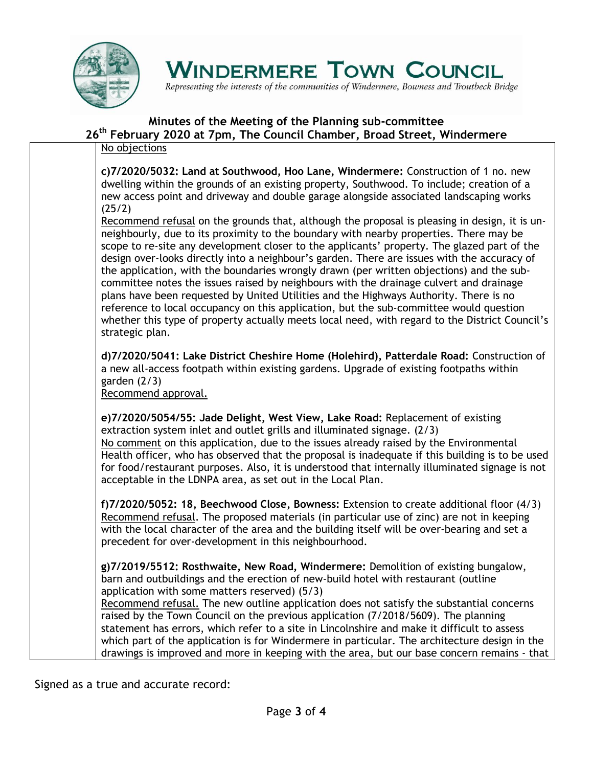No objections

**c)7/2020/5032: Land at Southwood, Hoo Lane, Windermere:** Construction of 1 no. new dwelling within the grounds of an existing property, Southwood. To include; creation of a new access point and driveway and double garage alongside associated landscaping works (25/2)

Recommend refusal on the grounds that, although the proposal is pleasing in design, it is un-neighbourly, due to its proximity to the boundary with nearby properties. There may be scope to re-site any development closer to the applicants' property. The glazed part of the design over-looks directly into a neighbour's garden. There are issues with the accuracy of the application, with the boundaries wrongly drawn (per written objections) and the sub-committee notes the issues raised by neighbours with the drainage culvert and drainage plans have been requested by United Utilities and the Highways Authority. There is no reference to local occupancy on this application, but the sub-committee would question whether this type of property actually meets local need, with regard to the District Council's strategic plan.

**d)7/2020/5041: Lake District Cheshire Home (Holehird), Patterdale Road:** Construction of a new all-access footpath within existing gardens. Upgrade of existing footpaths within garden (2/3)

Recommend approval.

**e)7/2020/5054/55: Jade Delight, West View, Lake Road:** Replacement of existing extraction system inlet and outlet grills and illuminated signage. (2/3)

No comment on this application, due to the issues already raised by the Environmental Health officer, who has observed that the proposal is inadequate if this building is to be used for food/restaurant purposes. Also, it is understood that internally illuminated signage is not acceptable in the LDNPA area, as set out in the Local Plan.

**f)7/2020/5052: 18, Beechwood Close, Bowness:** Extension to create additional floor (4/3)

Recommend refusal. The proposed materials (in particular use of zinc) are not in keeping with the local character of the area and the building itself will be over-bearing and set a precedent for over-development in this neighbourhood.

**g)7/2019/5512: Rosthwaite, New Road, Windermere:** Demolition of existing bungalow, barn and outbuildings and the erection of new-build hotel with restaurant (outline application with some matters reserved) (5/3)

Recommend refusal. The new outline application does not satisfy the substantial concerns raised by the Town Council on the previous application (7/2018/5609). The planning statement has errors, which refer to a site in Lincolnshire and make it difficult to assess which part of the application is for Windermere in particular. The architecture design in the drawings is improved and more in keeping with the area, but our base concern remains - that

Signed as a true and accurate record: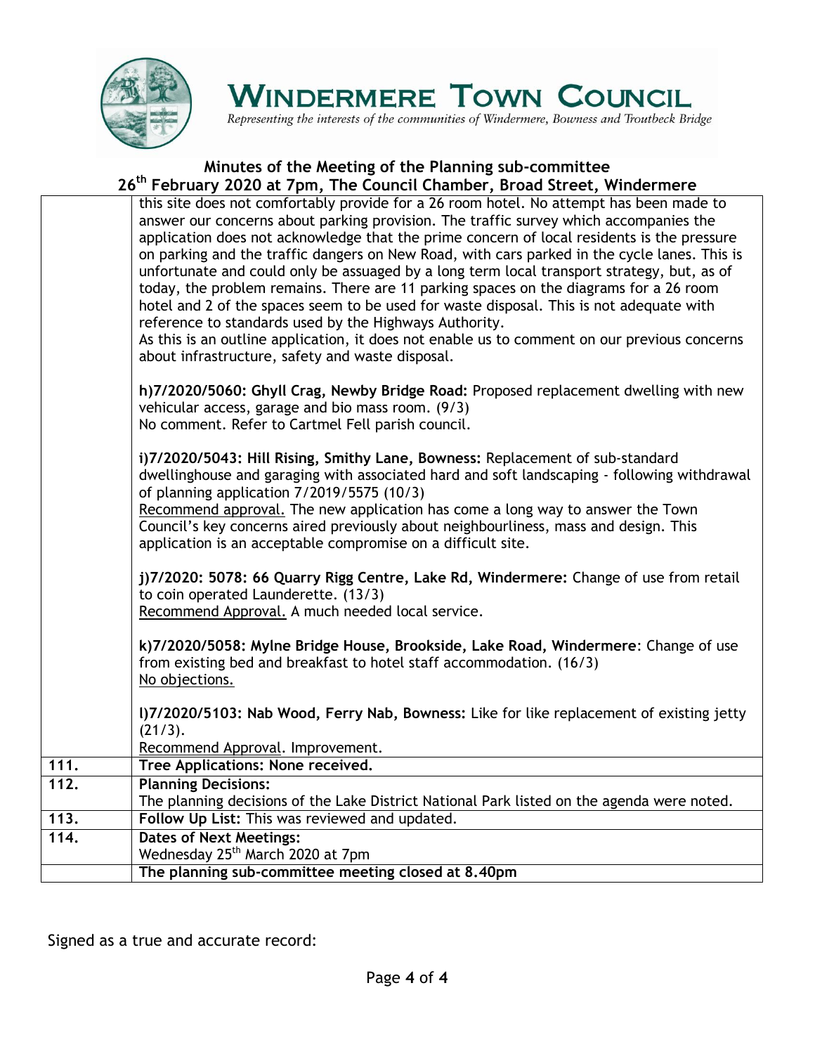# WINDERMERE TOWN COUNCIL

*Representing the interests of the communities of Windermere, Bowness and Troutbeck Bridge*

## Minutes of the Meeting of the Planning sub-committee
## 26th February 2020 at 7pm, The Council Chamber, Broad Street, Windermere

| | |
|---|---|
| | this site does not comfortably provide for a 26 room hotel. No attempt has been made to answer our concerns about parking provision. The traffic survey which accompanies the application does not acknowledge that the prime concern of local residents is the pressure on parking and the traffic dangers on New Road, with cars parked in the cycle lanes. This is unfortunate and could only be assuaged by a long term local transport strategy, but, as of today, the problem remains. There are 11 parking spaces on the diagrams for a 26 room hotel and 2 of the spaces seem to be used for waste disposal. This is not adequate with reference to standards used by the Highways Authority.<br>As this is an outline application, it does not enable us to comment on our previous concerns about infrastructure, safety and waste disposal.<br><br>**h)7/2020/5060: Ghyll Crag, Newby Bridge Road:** Proposed replacement dwelling with new vehicular access, garage and bio mass room. (9/3)<br>No comment. Refer to Cartmel Fell parish council.<br><br>**i)7/2020/5043: Hill Rising, Smithy Lane, Bowness:** Replacement of sub-standard dwellinghouse and garaging with associated hard and soft landscaping - following withdrawal of planning application 7/2019/5575 (10/3)<br><u>Recommend approval.</u> The new application has come a long way to answer the Town Council's key concerns aired previously about neighbourliness, mass and design. This application is an acceptable compromise on a difficult site.<br><br>**j)7/2020: 5078: 66 Quarry Rigg Centre, Lake Rd, Windermere:** Change of use from retail to coin operated Launderette. (13/3)<br><u>Recommend Approval.</u> A much needed local service.<br><br>**k)7/2020/5058: Mylne Bridge House, Brookside, Lake Road, Windermere**: Change of use from existing bed and breakfast to hotel staff accommodation. (16/3)<br><u>No objections.</u><br><br>**l)7/2020/5103: Nab Wood, Ferry Nab, Bowness:** Like for like replacement of existing jetty (21/3).<br><u>Recommend Approval</u>. Improvement. |
| **111.** | **Tree Applications: None received.** |
| **112.** | **Planning Decisions:**<br>The planning decisions of the Lake District National Park listed on the agenda were noted. |
| **113.** | **Follow Up List:** This was reviewed and updated. |
| **114.** | **Dates of Next Meetings:**<br>Wednesday 25th March 2020 at 7pm |
| | **The planning sub-committee meeting closed at 8.40pm** |

Signed as a true and accurate record: